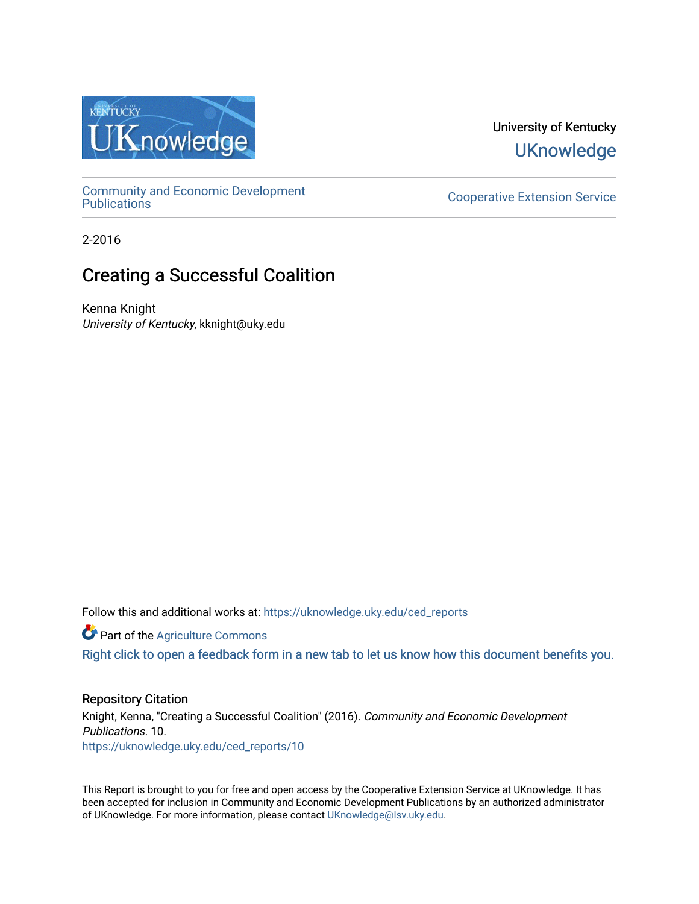University of Kentucky

UKnowledge

Community and Economic Development Publications

Cooperative Extension Service

2-2016

# Creating a Successful Coalition

Kenna Knight
*University of Kentucky*, kknight@uky.edu

Follow this and additional works at: https://uknowledge.uky.edu/ced_reports

Part of the Agriculture Commons

Right click to open a feedback form in a new tab to let us know how this document benefits you.

## Repository Citation

Knight, Kenna, "Creating a Successful Coalition" (2016). *Community and Economic Development Publications*. 10.
https://uknowledge.uky.edu/ced_reports/10

This Report is brought to you for free and open access by the Cooperative Extension Service at UKnowledge. It has been accepted for inclusion in Community and Economic Development Publications by an authorized administrator of UKnowledge. For more information, please contact UKnowledge@lsv.uky.edu.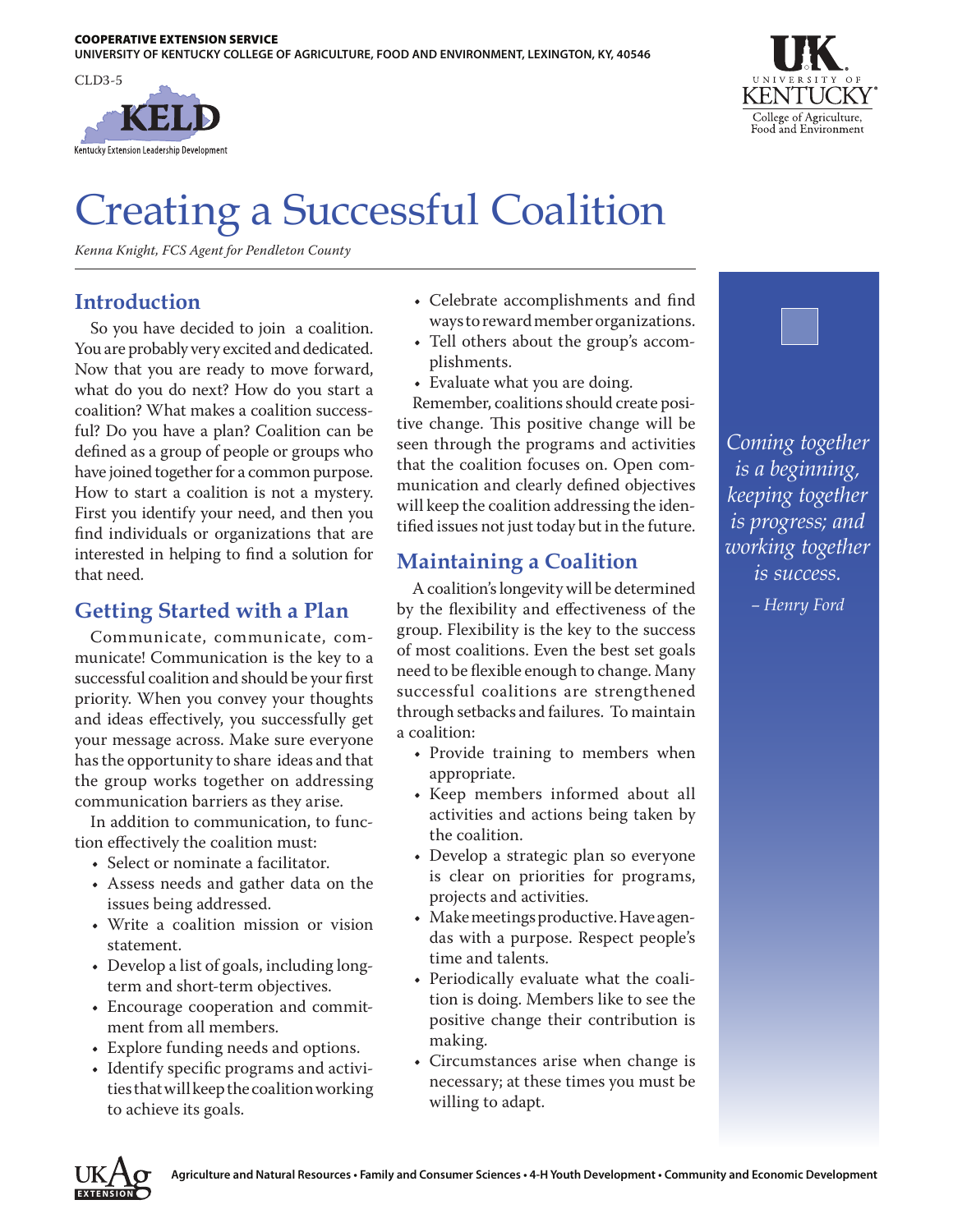COOPERATIVE EXTENSION SERVICE
UNIVERSITY OF KENTUCKY COLLEGE OF AGRICULTURE, FOOD AND ENVIRONMENT, LEXINGTON, KY, 40546

CLD3-5

KELD
Kentucky Extension Leadership Development

# Creating a Successful Coalition

*Kenna Knight, FCS Agent for Pendleton County*

## Introduction

So you have decided to join a coalition. You are probably very excited and dedicated. Now that you are ready to move forward, what do you do next? How do you start a coalition? What makes a coalition successful? Do you have a plan? Coalition can be defined as a group of people or groups who have joined together for a common purpose. How to start a coalition is not a mystery. First you identify your need, and then you find individuals or organizations that are interested in helping to find a solution for that need.

## Getting Started with a Plan

Communicate, communicate, communicate! Communication is the key to a successful coalition and should be your first priority. When you convey your thoughts and ideas effectively, you successfully get your message across. Make sure everyone has the opportunity to share ideas and that the group works together on addressing communication barriers as they arise.

In addition to communication, to function effectively the coalition must:

- Select or nominate a facilitator.
- Assess needs and gather data on the issues being addressed.
- Write a coalition mission or vision statement.
- Develop a list of goals, including long-term and short-term objectives.
- Encourage cooperation and commitment from all members.
- Explore funding needs and options.
- Identify specific programs and activities that will keep the coalition working to achieve its goals.
- Celebrate accomplishments and find ways to reward member organizations.
- Tell others about the group's accomplishments.
- Evaluate what you are doing.

Remember, coalitions should create positive change. This positive change will be seen through the programs and activities that the coalition focuses on. Open communication and clearly defined objectives will keep the coalition addressing the identified issues not just today but in the future.

## Maintaining a Coalition

A coalition's longevity will be determined by the flexibility and effectiveness of the group. Flexibility is the key to the success of most coalitions. Even the best set goals need to be flexible enough to change. Many successful coalitions are strengthened through setbacks and failures. To maintain a coalition:

- Provide training to members when appropriate.
- Keep members informed about all activities and actions being taken by the coalition.
- Develop a strategic plan so everyone is clear on priorities for programs, projects and activities.
- Make meetings productive. Have agendas with a purpose. Respect people's time and talents.
- Periodically evaluate what the coalition is doing. Members like to see the positive change their contribution is making.
- Circumstances arise when change is necessary; at these times you must be willing to adapt.

*Coming together is a beginning, keeping together is progress; and working together is success.*
*– Henry Ford*

Agriculture and Natural Resources • Family and Consumer Sciences • 4-H Youth Development • Community and Economic Development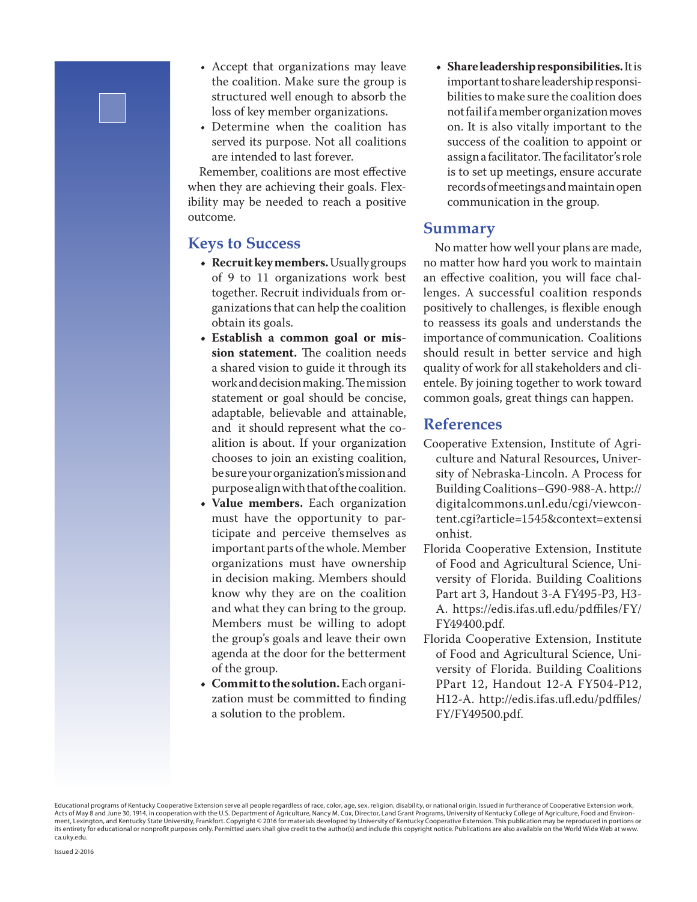- Accept that organizations may leave the coalition. Make sure the group is structured well enough to absorb the loss of key member organizations.
- Determine when the coalition has served its purpose. Not all coalitions are intended to last forever.

Remember, coalitions are most effective when they are achieving their goals. Flexibility may be needed to reach a positive outcome.

## Keys to Success

- **Recruit key members.** Usually groups of 9 to 11 organizations work best together. Recruit individuals from organizations that can help the coalition obtain its goals.
- **Establish a common goal or mission statement.** The coalition needs a shared vision to guide it through its work and decision making. The mission statement or goal should be concise, adaptable, believable and attainable, and it should represent what the coalition is about. If your organization chooses to join an existing coalition, be sure your organization's mission and purpose align with that of the coalition.
- **Value members.** Each organization must have the opportunity to participate and perceive themselves as important parts of the whole. Member organizations must have ownership in decision making. Members should know why they are on the coalition and what they can bring to the group. Members must be willing to adopt the group's goals and leave their own agenda at the door for the betterment of the group.
- **Commit to the solution.** Each organization must be committed to finding a solution to the problem.
- **Share leadership responsibilities.** It is important to share leadership responsibilities to make sure the coalition does not fail if a member organization moves on. It is also vitally important to the success of the coalition to appoint or assign a facilitator. The facilitator's role is to set up meetings, ensure accurate records of meetings and maintain open communication in the group.

## Summary

No matter how well your plans are made, no matter how hard you work to maintain an effective coalition, you will face challenges. A successful coalition responds positively to challenges, is flexible enough to reassess its goals and understands the importance of communication. Coalitions should result in better service and high quality of work for all stakeholders and clientele. By joining together to work toward common goals, great things can happen.

## References

Cooperative Extension, Institute of Agriculture and Natural Resources, University of Nebraska-Lincoln. A Process for Building Coalitions–G90-988-A. http://digitalcommons.unl.edu/cgi/viewcontent.cgi?article=1545&context=extensionhist.

Florida Cooperative Extension, Institute of Food and Agricultural Science, University of Florida. Building Coalitions Part art 3, Handout 3-A FY495-P3, H3-A. https://edis.ifas.ufl.edu/pdffiles/FY/FY49400.pdf.

Florida Cooperative Extension, Institute of Food and Agricultural Science, University of Florida. Building Coalitions PPart 12, Handout 12-A FY504-P12, H12-A. http://edis.ifas.ufl.edu/pdffiles/FY/FY49500.pdf.

Educational programs of Kentucky Cooperative Extension serve all people regardless of race, color, age, sex, religion, disability, or national origin. Issued in furtherance of Cooperative Extension work, Acts of May 8 and June 30, 1914, in cooperation with the U.S. Department of Agriculture, Nancy M. Cox, Director, Land Grant Programs, University of Kentucky College of Agriculture, Food and Environment, Lexington, and Kentucky State University, Frankfort. Copyright © 2016 for materials developed by University of Kentucky Cooperative Extension. This publication may be reproduced in portions or its entirety for educational or nonprofit purposes only. Permitted users shall give credit to the author(s) and include this copyright notice. Publications are also available on the World Wide Web at www.ca.uky.edu.

Issued 2-2016